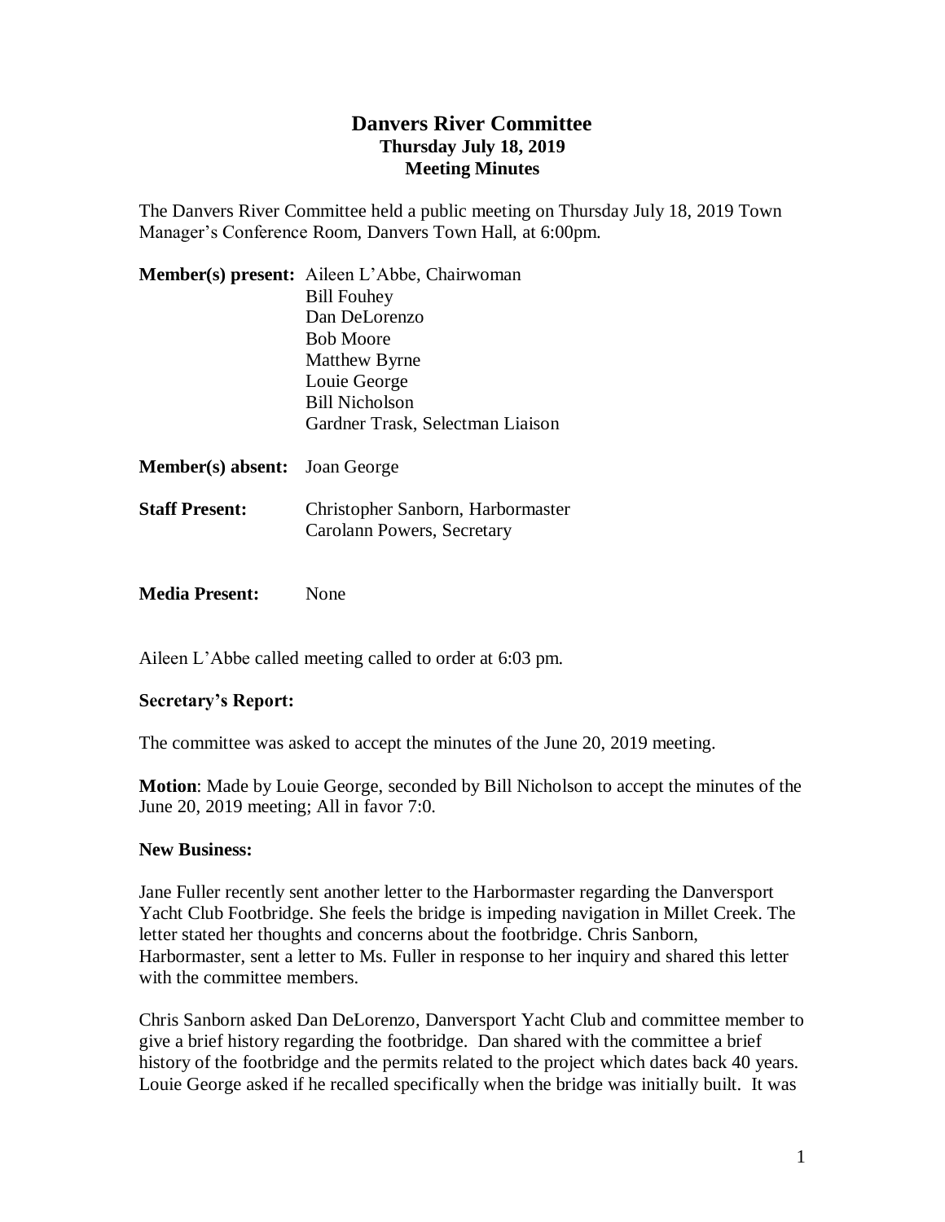# Danvers River Committee
### Thursday July 18, 2019
### Meeting Minutes

The Danvers River Committee held a public meeting on Thursday July 18, 2019 Town Manager's Conference Room, Danvers Town Hall, at 6:00pm.

**Member(s) present:** Aileen L'Abbe, Chairwoman
Bill Fouhey
Dan DeLorenzo
Bob Moore
Matthew Byrne
Louie George
Bill Nicholson
Gardner Trask, Selectman Liaison

**Member(s) absent:** Joan George

**Staff Present:** Christopher Sanborn, Harbormaster
Carolann Powers, Secretary

**Media Present:** None

Aileen L'Abbe called meeting called to order at 6:03 pm.

**Secretary's Report:**

The committee was asked to accept the minutes of the June 20, 2019 meeting.

**Motion**: Made by Louie George, seconded by Bill Nicholson to accept the minutes of the June 20, 2019 meeting; All in favor 7:0.

**New Business:**

Jane Fuller recently sent another letter to the Harbormaster regarding the Danversport Yacht Club Footbridge. She feels the bridge is impeding navigation in Millet Creek. The letter stated her thoughts and concerns about the footbridge. Chris Sanborn, Harbormaster, sent a letter to Ms. Fuller in response to her inquiry and shared this letter with the committee members.

Chris Sanborn asked Dan DeLorenzo, Danversport Yacht Club and committee member to give a brief history regarding the footbridge. Dan shared with the committee a brief history of the footbridge and the permits related to the project which dates back 40 years. Louie George asked if he recalled specifically when the bridge was initially built. It was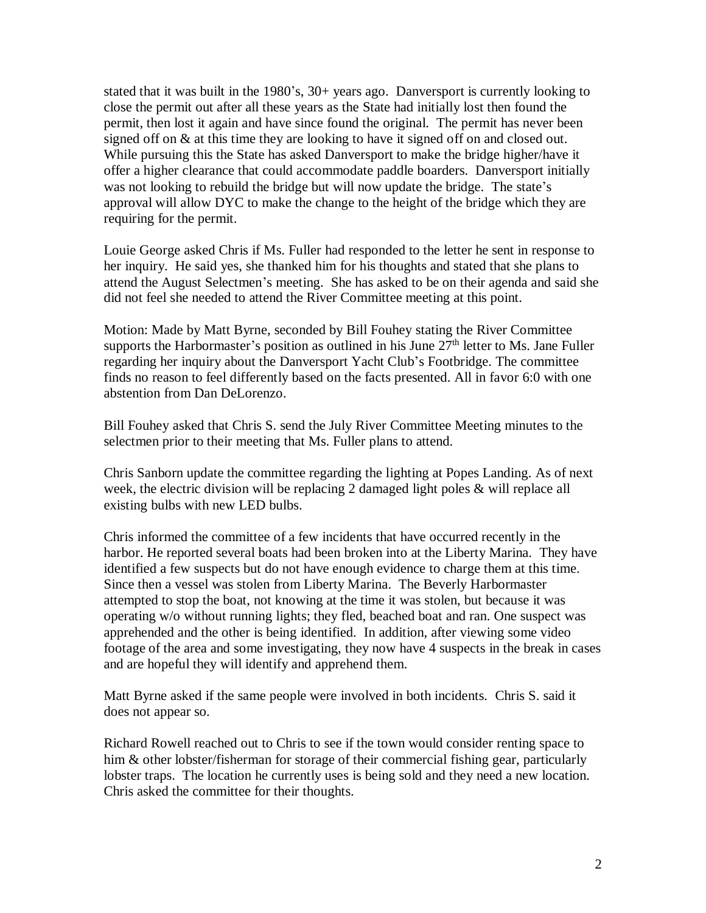stated that it was built in the 1980's, 30+ years ago. Danversport is currently looking to close the permit out after all these years as the State had initially lost then found the permit, then lost it again and have since found the original. The permit has never been signed off on & at this time they are looking to have it signed off on and closed out. While pursuing this the State has asked Danversport to make the bridge higher/have it offer a higher clearance that could accommodate paddle boarders. Danversport initially was not looking to rebuild the bridge but will now update the bridge. The state's approval will allow DYC to make the change to the height of the bridge which they are requiring for the permit.

Louie George asked Chris if Ms. Fuller had responded to the letter he sent in response to her inquiry. He said yes, she thanked him for his thoughts and stated that she plans to attend the August Selectmen's meeting. She has asked to be on their agenda and said she did not feel she needed to attend the River Committee meeting at this point.

Motion: Made by Matt Byrne, seconded by Bill Fouhey stating the River Committee supports the Harbormaster's position as outlined in his June 27th letter to Ms. Jane Fuller regarding her inquiry about the Danversport Yacht Club's Footbridge. The committee finds no reason to feel differently based on the facts presented. All in favor 6:0 with one abstention from Dan DeLorenzo.

Bill Fouhey asked that Chris S. send the July River Committee Meeting minutes to the selectmen prior to their meeting that Ms. Fuller plans to attend.

Chris Sanborn update the committee regarding the lighting at Popes Landing. As of next week, the electric division will be replacing 2 damaged light poles & will replace all existing bulbs with new LED bulbs.

Chris informed the committee of a few incidents that have occurred recently in the harbor. He reported several boats had been broken into at the Liberty Marina. They have identified a few suspects but do not have enough evidence to charge them at this time. Since then a vessel was stolen from Liberty Marina. The Beverly Harbormaster attempted to stop the boat, not knowing at the time it was stolen, but because it was operating w/o without running lights; they fled, beached boat and ran. One suspect was apprehended and the other is being identified. In addition, after viewing some video footage of the area and some investigating, they now have 4 suspects in the break in cases and are hopeful they will identify and apprehend them.

Matt Byrne asked if the same people were involved in both incidents. Chris S. said it does not appear so.

Richard Rowell reached out to Chris to see if the town would consider renting space to him & other lobster/fisherman for storage of their commercial fishing gear, particularly lobster traps. The location he currently uses is being sold and they need a new location. Chris asked the committee for their thoughts.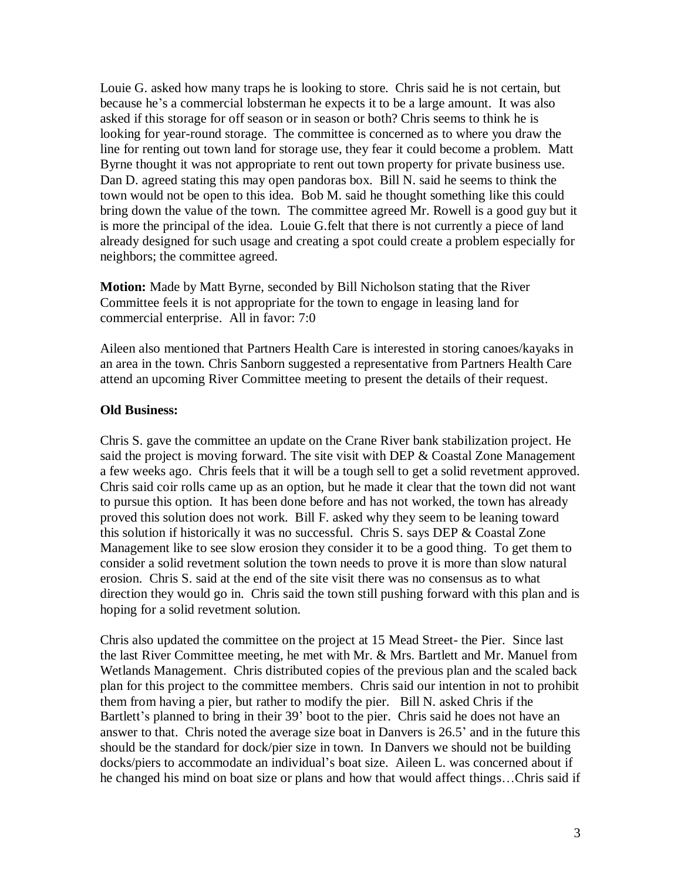Louie G. asked how many traps he is looking to store. Chris said he is not certain, but because he's a commercial lobsterman he expects it to be a large amount. It was also asked if this storage for off season or in season or both? Chris seems to think he is looking for year-round storage. The committee is concerned as to where you draw the line for renting out town land for storage use, they fear it could become a problem. Matt Byrne thought it was not appropriate to rent out town property for private business use. Dan D. agreed stating this may open pandoras box. Bill N. said he seems to think the town would not be open to this idea. Bob M. said he thought something like this could bring down the value of the town. The committee agreed Mr. Rowell is a good guy but it is more the principal of the idea. Louie G.felt that there is not currently a piece of land already designed for such usage and creating a spot could create a problem especially for neighbors; the committee agreed.

**Motion:** Made by Matt Byrne, seconded by Bill Nicholson stating that the River Committee feels it is not appropriate for the town to engage in leasing land for commercial enterprise. All in favor: 7:0

Aileen also mentioned that Partners Health Care is interested in storing canoes/kayaks in an area in the town. Chris Sanborn suggested a representative from Partners Health Care attend an upcoming River Committee meeting to present the details of their request.

**Old Business:**

Chris S. gave the committee an update on the Crane River bank stabilization project. He said the project is moving forward. The site visit with DEP & Coastal Zone Management a few weeks ago. Chris feels that it will be a tough sell to get a solid revetment approved. Chris said coir rolls came up as an option, but he made it clear that the town did not want to pursue this option. It has been done before and has not worked, the town has already proved this solution does not work. Bill F. asked why they seem to be leaning toward this solution if historically it was no successful. Chris S. says DEP & Coastal Zone Management like to see slow erosion they consider it to be a good thing. To get them to consider a solid revetment solution the town needs to prove it is more than slow natural erosion. Chris S. said at the end of the site visit there was no consensus as to what direction they would go in. Chris said the town still pushing forward with this plan and is hoping for a solid revetment solution.

Chris also updated the committee on the project at 15 Mead Street- the Pier. Since last the last River Committee meeting, he met with Mr. & Mrs. Bartlett and Mr. Manuel from Wetlands Management. Chris distributed copies of the previous plan and the scaled back plan for this project to the committee members. Chris said our intention in not to prohibit them from having a pier, but rather to modify the pier. Bill N. asked Chris if the Bartlett's planned to bring in their 39' boot to the pier. Chris said he does not have an answer to that. Chris noted the average size boat in Danvers is 26.5' and in the future this should be the standard for dock/pier size in town. In Danvers we should not be building docks/piers to accommodate an individual's boat size. Aileen L. was concerned about if he changed his mind on boat size or plans and how that would affect things…Chris said if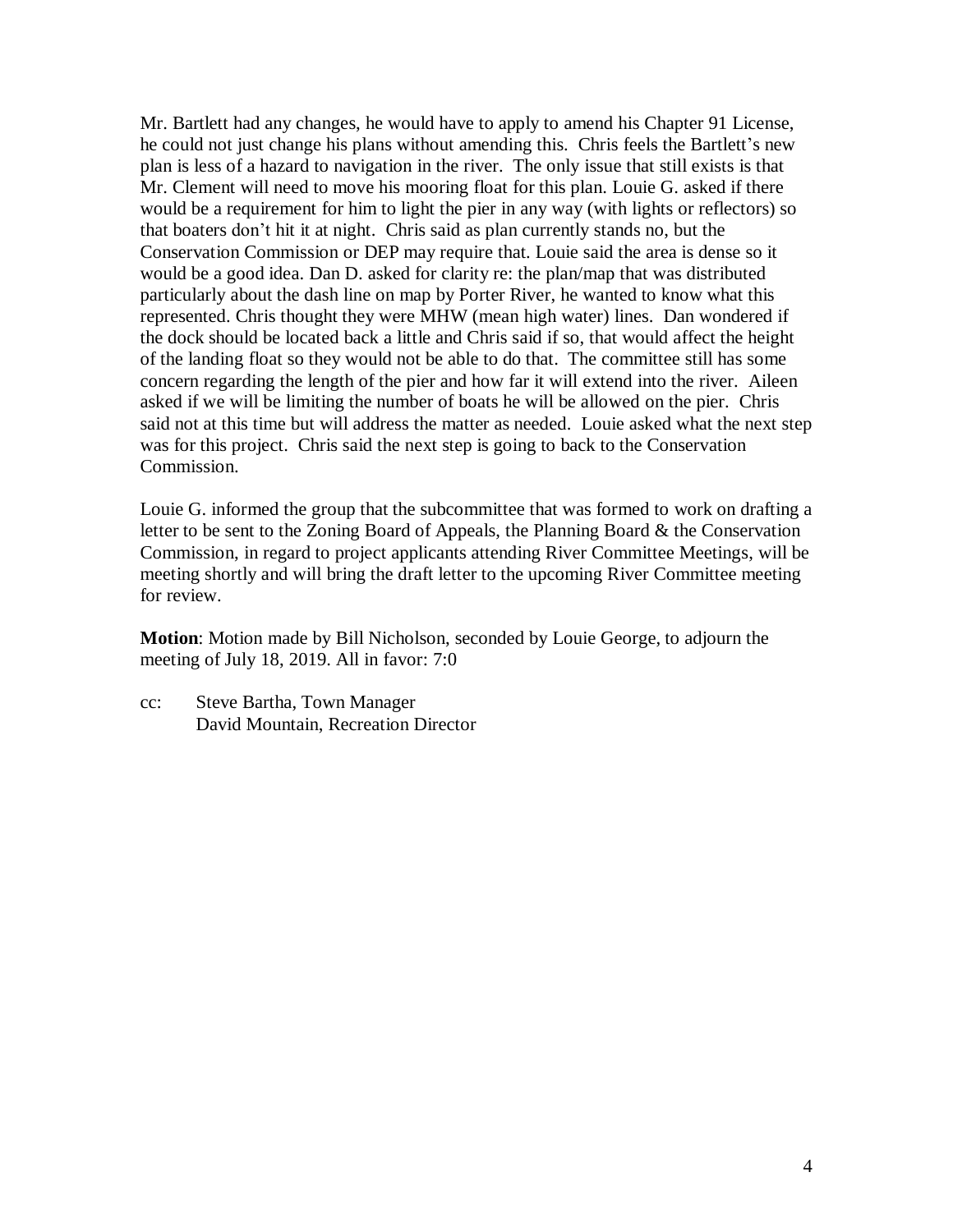Mr. Bartlett had any changes, he would have to apply to amend his Chapter 91 License, he could not just change his plans without amending this. Chris feels the Bartlett's new plan is less of a hazard to navigation in the river. The only issue that still exists is that Mr. Clement will need to move his mooring float for this plan. Louie G. asked if there would be a requirement for him to light the pier in any way (with lights or reflectors) so that boaters don't hit it at night. Chris said as plan currently stands no, but the Conservation Commission or DEP may require that. Louie said the area is dense so it would be a good idea. Dan D. asked for clarity re: the plan/map that was distributed particularly about the dash line on map by Porter River, he wanted to know what this represented. Chris thought they were MHW (mean high water) lines. Dan wondered if the dock should be located back a little and Chris said if so, that would affect the height of the landing float so they would not be able to do that. The committee still has some concern regarding the length of the pier and how far it will extend into the river. Aileen asked if we will be limiting the number of boats he will be allowed on the pier. Chris said not at this time but will address the matter as needed. Louie asked what the next step was for this project. Chris said the next step is going to back to the Conservation Commission.

Louie G. informed the group that the subcommittee that was formed to work on drafting a letter to be sent to the Zoning Board of Appeals, the Planning Board & the Conservation Commission, in regard to project applicants attending River Committee Meetings, will be meeting shortly and will bring the draft letter to the upcoming River Committee meeting for review.

**Motion**: Motion made by Bill Nicholson, seconded by Louie George, to adjourn the meeting of July 18, 2019. All in favor: 7:0

cc: Steve Bartha, Town Manager
David Mountain, Recreation Director